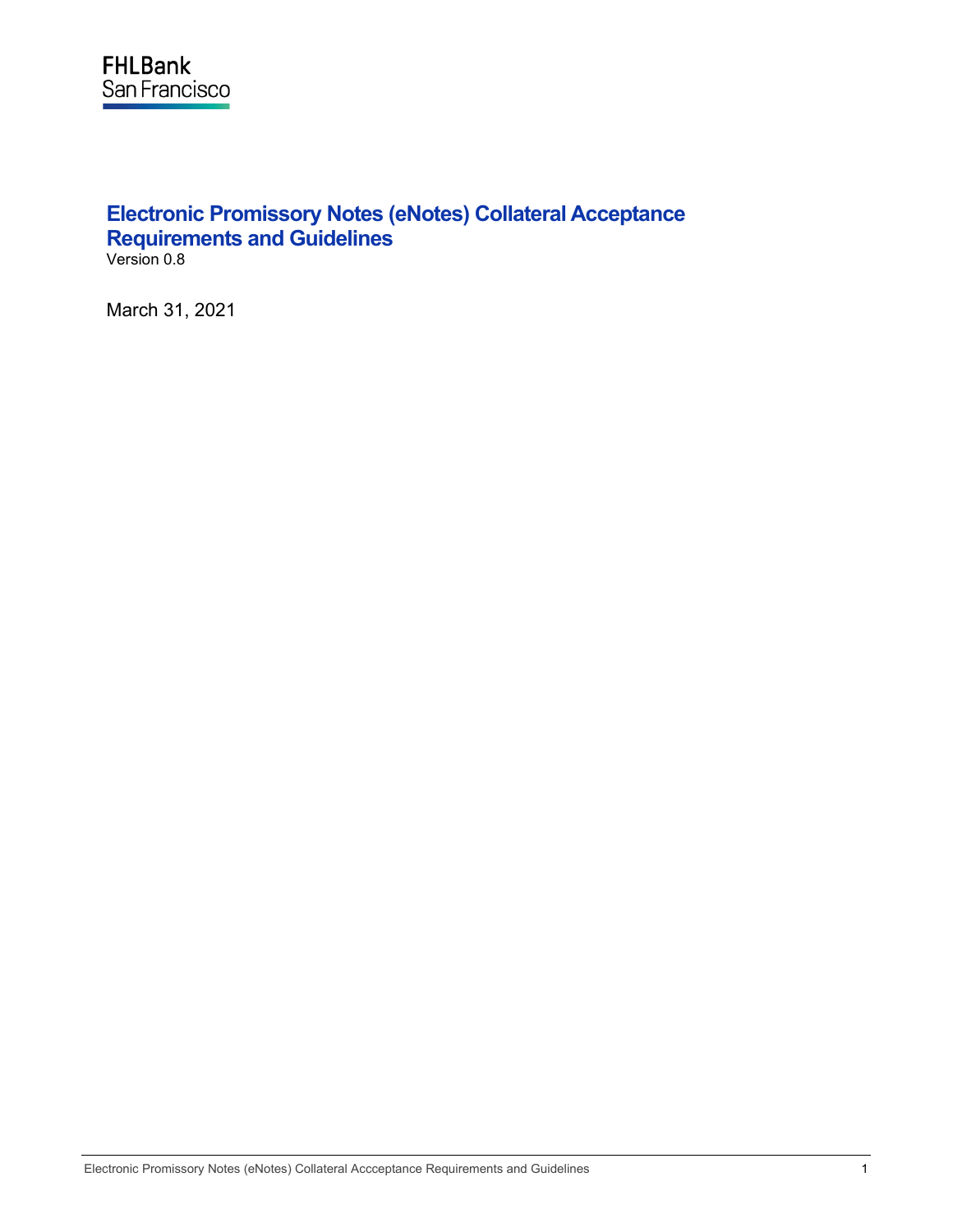FHLBank
San Francisco

# Electronic Promissory Notes (eNotes) Collateral Acceptance Requirements and Guidelines

Version 0.8

March 31, 2021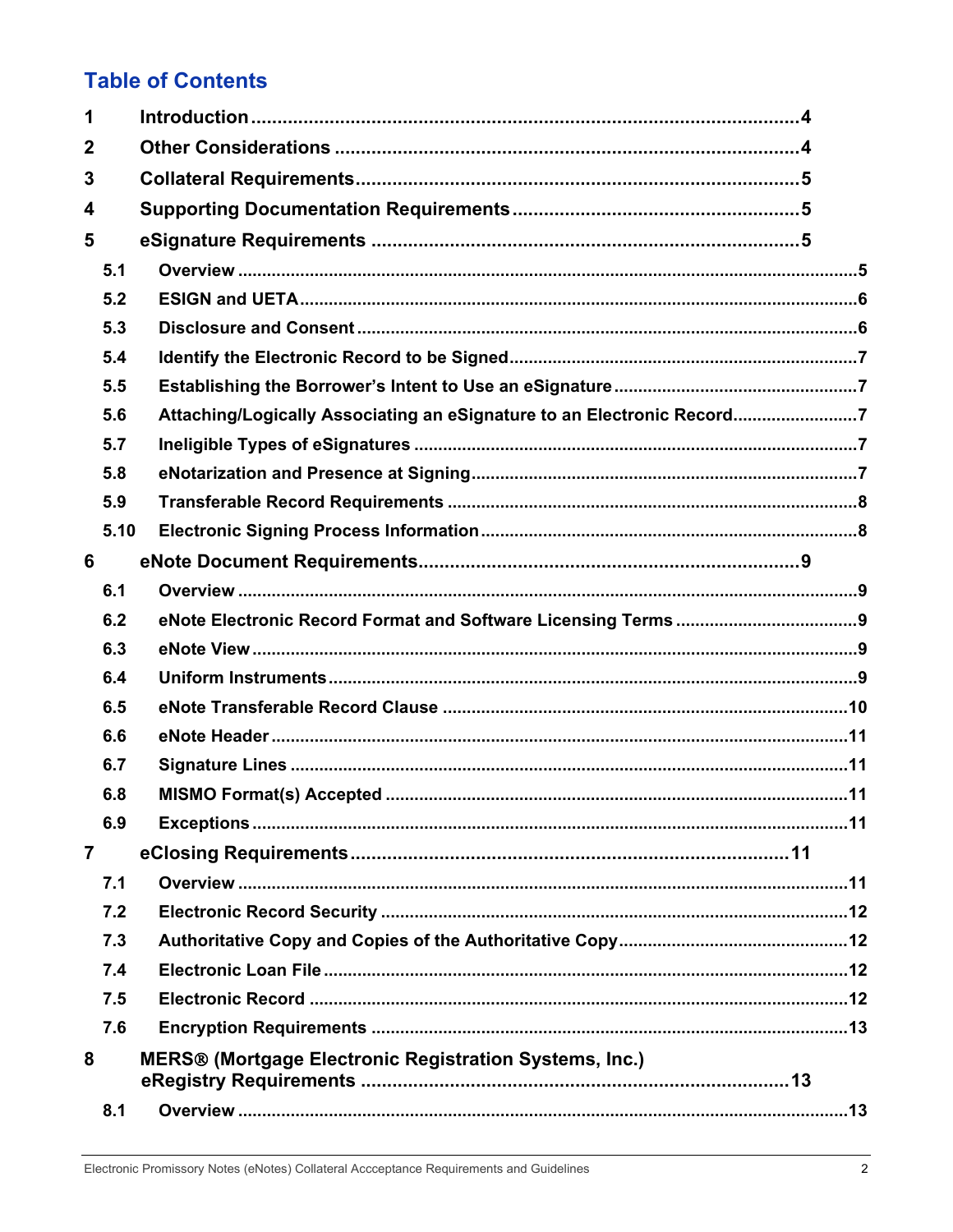# Table of Contents

| | | |
|---|---|---|
| 1 | Introduction | 4 |
| 2 | Other Considerations | 4 |
| 3 | Collateral Requirements | 5 |
| 4 | Supporting Documentation Requirements | 5 |
| 5 | eSignature Requirements | 5 |
| 5.1 | Overview | 5 |
| 5.2 | ESIGN and UETA | 6 |
| 5.3 | Disclosure and Consent | 6 |
| 5.4 | Identify the Electronic Record to be Signed | 7 |
| 5.5 | Establishing the Borrower's Intent to Use an eSignature | 7 |
| 5.6 | Attaching/Logically Associating an eSignature to an Electronic Record | 7 |
| 5.7 | Ineligible Types of eSignatures | 7 |
| 5.8 | eNotarization and Presence at Signing | 7 |
| 5.9 | Transferable Record Requirements | 8 |
| 5.10 | Electronic Signing Process Information | 8 |
| 6 | eNote Document Requirements | 9 |
| 6.1 | Overview | 9 |
| 6.2 | eNote Electronic Record Format and Software Licensing Terms | 9 |
| 6.3 | eNote View | 9 |
| 6.4 | Uniform Instruments | 9 |
| 6.5 | eNote Transferable Record Clause | 10 |
| 6.6 | eNote Header | 11 |
| 6.7 | Signature Lines | 11 |
| 6.8 | MISMO Format(s) Accepted | 11 |
| 6.9 | Exceptions | 11 |
| 7 | eClosing Requirements | 11 |
| 7.1 | Overview | 11 |
| 7.2 | Electronic Record Security | 12 |
| 7.3 | Authoritative Copy and Copies of the Authoritative Copy | 12 |
| 7.4 | Electronic Loan File | 12 |
| 7.5 | Electronic Record | 12 |
| 7.6 | Encryption Requirements | 13 |
| 8 | MERS® (Mortgage Electronic Registration Systems, Inc.) eRegistry Requirements | 13 |
| 8.1 | Overview | 13 |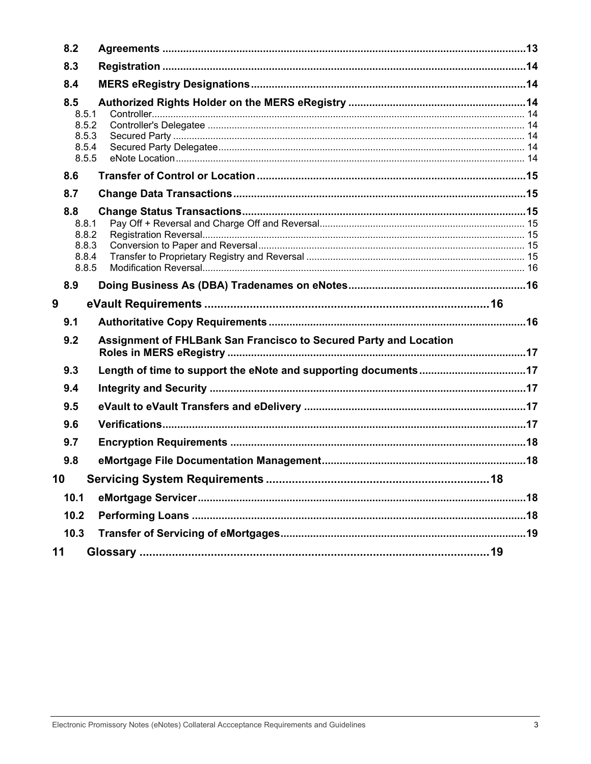- 8.2 Agreements .......... 13
- 8.3 Registration .......... 14
- 8.4 MERS eRegistry Designations .......... 14
- 8.5 Authorized Rights Holder on the MERS eRegistry .......... 14
  - 8.5.1 Controller .......... 14
  - 8.5.2 Controller's Delegatee .......... 14
  - 8.5.3 Secured Party .......... 14
  - 8.5.4 Secured Party Delegatee .......... 14
  - 8.5.5 eNote Location .......... 14
- 8.6 Transfer of Control or Location .......... 15
- 8.7 Change Data Transactions .......... 15
- 8.8 Change Status Transactions .......... 15
  - 8.8.1 Pay Off + Reversal and Charge Off and Reversal .......... 15
  - 8.8.2 Registration Reversal .......... 15
  - 8.8.3 Conversion to Paper and Reversal .......... 15
  - 8.8.4 Transfer to Proprietary Registry and Reversal .......... 15
  - 8.8.5 Modification Reversal .......... 16
- 8.9 Doing Business As (DBA) Tradenames on eNotes .......... 16

**9 eVault Requirements .......... 16**

- 9.1 Authoritative Copy Requirements .......... 16
- 9.2 Assignment of FHLBank San Francisco to Secured Party and Location Roles in MERS eRegistry .......... 17
- 9.3 Length of time to support the eNote and supporting documents .......... 17
- 9.4 Integrity and Security .......... 17
- 9.5 eVault to eVault Transfers and eDelivery .......... 17
- 9.6 Verifications .......... 17
- 9.7 Encryption Requirements .......... 18
- 9.8 eMortgage File Documentation Management .......... 18

**10 Servicing System Requirements .......... 18**

- 10.1 eMortgage Servicer .......... 18
- 10.2 Performing Loans .......... 18
- 10.3 Transfer of Servicing of eMortgages .......... 19

**11 Glossary .......... 19**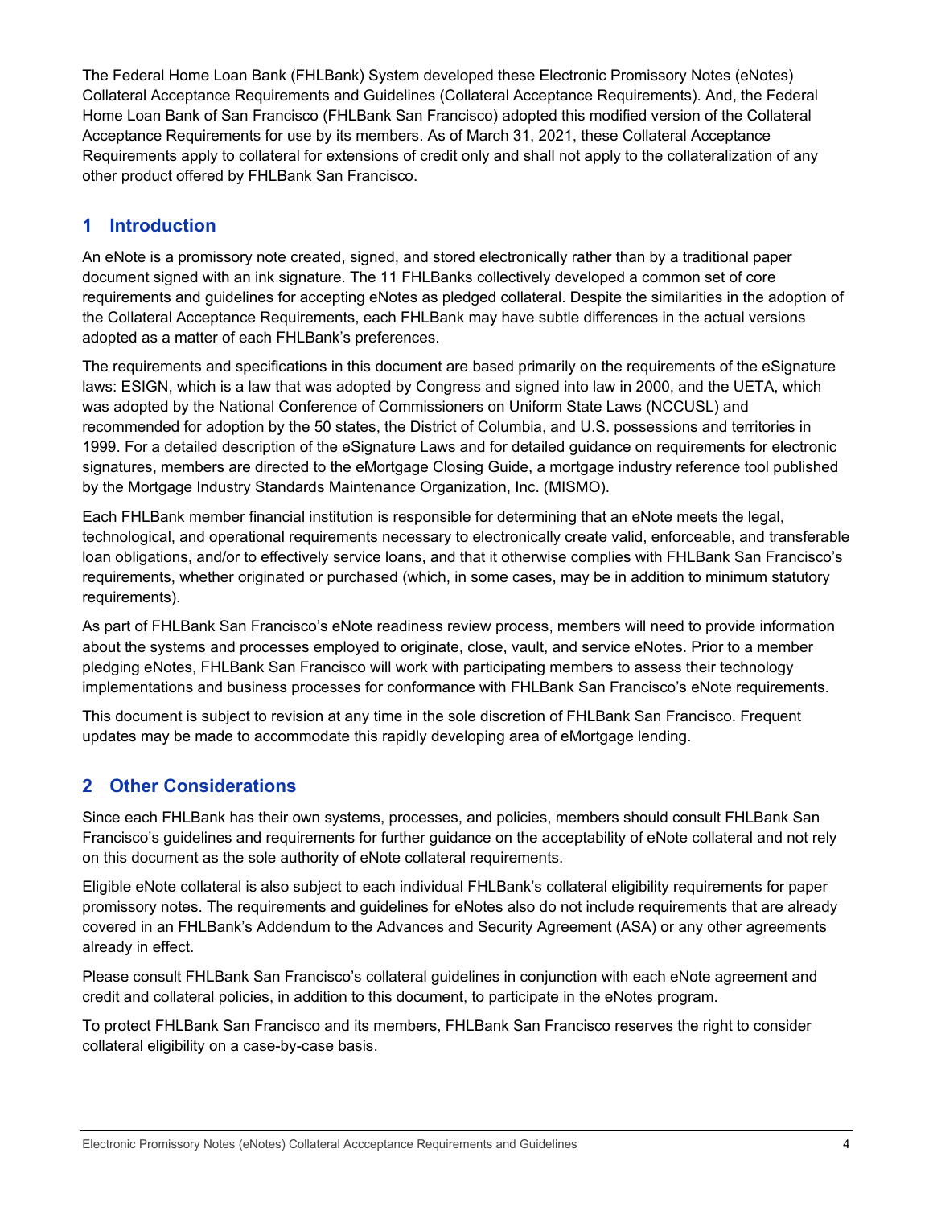The Federal Home Loan Bank (FHLBank) System developed these Electronic Promissory Notes (eNotes) Collateral Acceptance Requirements and Guidelines (Collateral Acceptance Requirements). And, the Federal Home Loan Bank of San Francisco (FHLBank San Francisco) adopted this modified version of the Collateral Acceptance Requirements for use by its members. As of March 31, 2021, these Collateral Acceptance Requirements apply to collateral for extensions of credit only and shall not apply to the collateralization of any other product offered by FHLBank San Francisco.

## 1 Introduction

An eNote is a promissory note created, signed, and stored electronically rather than by a traditional paper document signed with an ink signature. The 11 FHLBanks collectively developed a common set of core requirements and guidelines for accepting eNotes as pledged collateral. Despite the similarities in the adoption of the Collateral Acceptance Requirements, each FHLBank may have subtle differences in the actual versions adopted as a matter of each FHLBank's preferences.

The requirements and specifications in this document are based primarily on the requirements of the eSignature laws: ESIGN, which is a law that was adopted by Congress and signed into law in 2000, and the UETA, which was adopted by the National Conference of Commissioners on Uniform State Laws (NCCUSL) and recommended for adoption by the 50 states, the District of Columbia, and U.S. possessions and territories in 1999. For a detailed description of the eSignature Laws and for detailed guidance on requirements for electronic signatures, members are directed to the eMortgage Closing Guide, a mortgage industry reference tool published by the Mortgage Industry Standards Maintenance Organization, Inc. (MISMO).

Each FHLBank member financial institution is responsible for determining that an eNote meets the legal, technological, and operational requirements necessary to electronically create valid, enforceable, and transferable loan obligations, and/or to effectively service loans, and that it otherwise complies with FHLBank San Francisco's requirements, whether originated or purchased (which, in some cases, may be in addition to minimum statutory requirements).

As part of FHLBank San Francisco's eNote readiness review process, members will need to provide information about the systems and processes employed to originate, close, vault, and service eNotes. Prior to a member pledging eNotes, FHLBank San Francisco will work with participating members to assess their technology implementations and business processes for conformance with FHLBank San Francisco's eNote requirements.

This document is subject to revision at any time in the sole discretion of FHLBank San Francisco. Frequent updates may be made to accommodate this rapidly developing area of eMortgage lending.

## 2 Other Considerations

Since each FHLBank has their own systems, processes, and policies, members should consult FHLBank San Francisco's guidelines and requirements for further guidance on the acceptability of eNote collateral and not rely on this document as the sole authority of eNote collateral requirements.

Eligible eNote collateral is also subject to each individual FHLBank's collateral eligibility requirements for paper promissory notes. The requirements and guidelines for eNotes also do not include requirements that are already covered in an FHLBank's Addendum to the Advances and Security Agreement (ASA) or any other agreements already in effect.

Please consult FHLBank San Francisco's collateral guidelines in conjunction with each eNote agreement and credit and collateral policies, in addition to this document, to participate in the eNotes program.

To protect FHLBank San Francisco and its members, FHLBank San Francisco reserves the right to consider collateral eligibility on a case-by-case basis.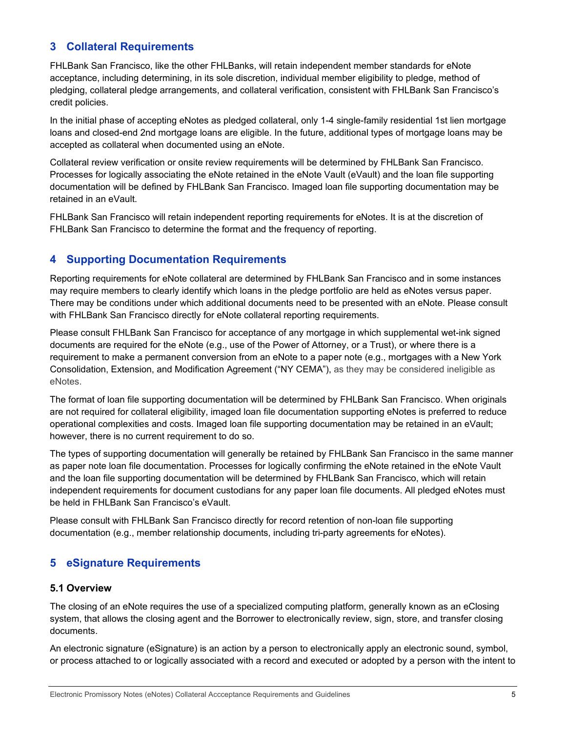## 3 Collateral Requirements

FHLBank San Francisco, like the other FHLBanks, will retain independent member standards for eNote acceptance, including determining, in its sole discretion, individual member eligibility to pledge, method of pledging, collateral pledge arrangements, and collateral verification, consistent with FHLBank San Francisco's credit policies.

In the initial phase of accepting eNotes as pledged collateral, only 1-4 single-family residential 1st lien mortgage loans and closed-end 2nd mortgage loans are eligible. In the future, additional types of mortgage loans may be accepted as collateral when documented using an eNote.

Collateral review verification or onsite review requirements will be determined by FHLBank San Francisco. Processes for logically associating the eNote retained in the eNote Vault (eVault) and the loan file supporting documentation will be defined by FHLBank San Francisco. Imaged loan file supporting documentation may be retained in an eVault.

FHLBank San Francisco will retain independent reporting requirements for eNotes. It is at the discretion of FHLBank San Francisco to determine the format and the frequency of reporting.

## 4 Supporting Documentation Requirements

Reporting requirements for eNote collateral are determined by FHLBank San Francisco and in some instances may require members to clearly identify which loans in the pledge portfolio are held as eNotes versus paper. There may be conditions under which additional documents need to be presented with an eNote. Please consult with FHLBank San Francisco directly for eNote collateral reporting requirements.

Please consult FHLBank San Francisco for acceptance of any mortgage in which supplemental wet-ink signed documents are required for the eNote (e.g., use of the Power of Attorney, or a Trust), or where there is a requirement to make a permanent conversion from an eNote to a paper note (e.g., mortgages with a New York Consolidation, Extension, and Modification Agreement ("NY CEMA"), as they may be considered ineligible as eNotes.

The format of loan file supporting documentation will be determined by FHLBank San Francisco. When originals are not required for collateral eligibility, imaged loan file documentation supporting eNotes is preferred to reduce operational complexities and costs. Imaged loan file supporting documentation may be retained in an eVault; however, there is no current requirement to do so.

The types of supporting documentation will generally be retained by FHLBank San Francisco in the same manner as paper note loan file documentation. Processes for logically confirming the eNote retained in the eNote Vault and the loan file supporting documentation will be determined by FHLBank San Francisco, which will retain independent requirements for document custodians for any paper loan file documents. All pledged eNotes must be held in FHLBank San Francisco's eVault.

Please consult with FHLBank San Francisco directly for record retention of non-loan file supporting documentation (e.g., member relationship documents, including tri-party agreements for eNotes).

## 5 eSignature Requirements

### 5.1 Overview

The closing of an eNote requires the use of a specialized computing platform, generally known as an eClosing system, that allows the closing agent and the Borrower to electronically review, sign, store, and transfer closing documents.

An electronic signature (eSignature) is an action by a person to electronically apply an electronic sound, symbol, or process attached to or logically associated with a record and executed or adopted by a person with the intent to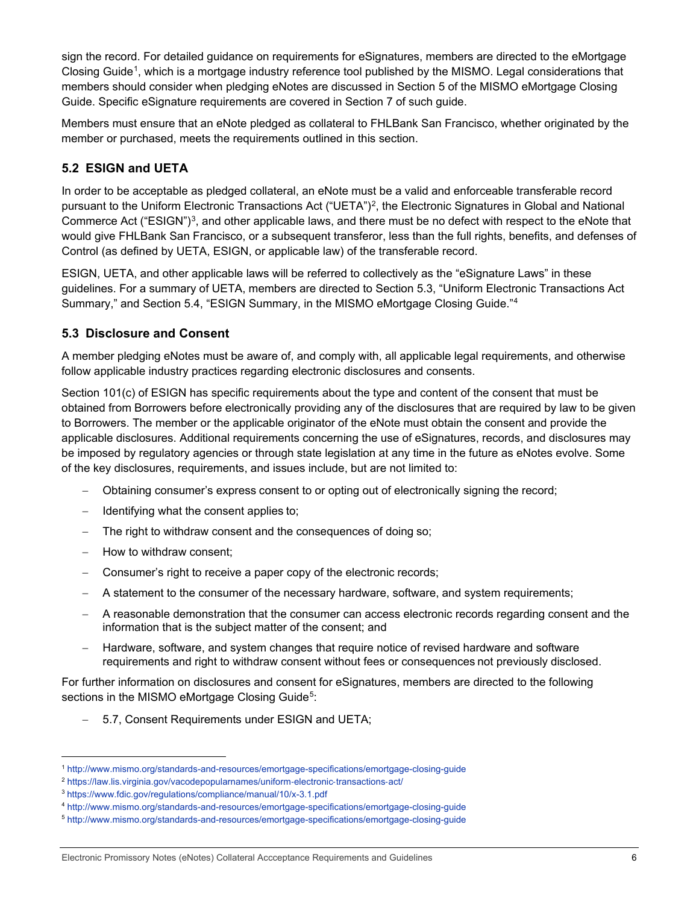sign the record. For detailed guidance on requirements for eSignatures, members are directed to the eMortgage Closing Guide[1], which is a mortgage industry reference tool published by the MISMO. Legal considerations that members should consider when pledging eNotes are discussed in Section 5 of the MISMO eMortgage Closing Guide. Specific eSignature requirements are covered in Section 7 of such guide.

Members must ensure that an eNote pledged as collateral to FHLBank San Francisco, whether originated by the member or purchased, meets the requirements outlined in this section.

## 5.2 ESIGN and UETA

In order to be acceptable as pledged collateral, an eNote must be a valid and enforceable transferable record pursuant to the Uniform Electronic Transactions Act ("UETA")[2], the Electronic Signatures in Global and National Commerce Act ("ESIGN")[3], and other applicable laws, and there must be no defect with respect to the eNote that would give FHLBank San Francisco, or a subsequent transferor, less than the full rights, benefits, and defenses of Control (as defined by UETA, ESIGN, or applicable law) of the transferable record.

ESIGN, UETA, and other applicable laws will be referred to collectively as the "eSignature Laws" in these guidelines. For a summary of UETA, members are directed to Section 5.3, "Uniform Electronic Transactions Act Summary," and Section 5.4, "ESIGN Summary, in the MISMO eMortgage Closing Guide."[4]

## 5.3 Disclosure and Consent

A member pledging eNotes must be aware of, and comply with, all applicable legal requirements, and otherwise follow applicable industry practices regarding electronic disclosures and consents.

Section 101(c) of ESIGN has specific requirements about the type and content of the consent that must be obtained from Borrowers before electronically providing any of the disclosures that are required by law to be given to Borrowers. The member or the applicable originator of the eNote must obtain the consent and provide the applicable disclosures. Additional requirements concerning the use of eSignatures, records, and disclosures may be imposed by regulatory agencies or through state legislation at any time in the future as eNotes evolve. Some of the key disclosures, requirements, and issues include, but are not limited to:

- Obtaining consumer's express consent to or opting out of electronically signing the record;
- Identifying what the consent applies to;
- The right to withdraw consent and the consequences of doing so;
- How to withdraw consent;
- Consumer's right to receive a paper copy of the electronic records;
- A statement to the consumer of the necessary hardware, software, and system requirements;
- A reasonable demonstration that the consumer can access electronic records regarding consent and the information that is the subject matter of the consent; and
- Hardware, software, and system changes that require notice of revised hardware and software requirements and right to withdraw consent without fees or consequences not previously disclosed.

For further information on disclosures and consent for eSignatures, members are directed to the following sections in the MISMO eMortgage Closing Guide[5]:

- 5.7, Consent Requirements under ESIGN and UETA;

---

[1] http://www.mismo.org/standards-and-resources/emortgage-specifications/emortgage-closing-guide

[2] https://law.lis.virginia.gov/vacodepopularnames/uniform-electronic-transactions-act/

[3] https://www.fdic.gov/regulations/compliance/manual/10/x-3.1.pdf

[4] http://www.mismo.org/standards-and-resources/emortgage-specifications/emortgage-closing-guide

[5] http://www.mismo.org/standards-and-resources/emortgage-specifications/emortgage-closing-guide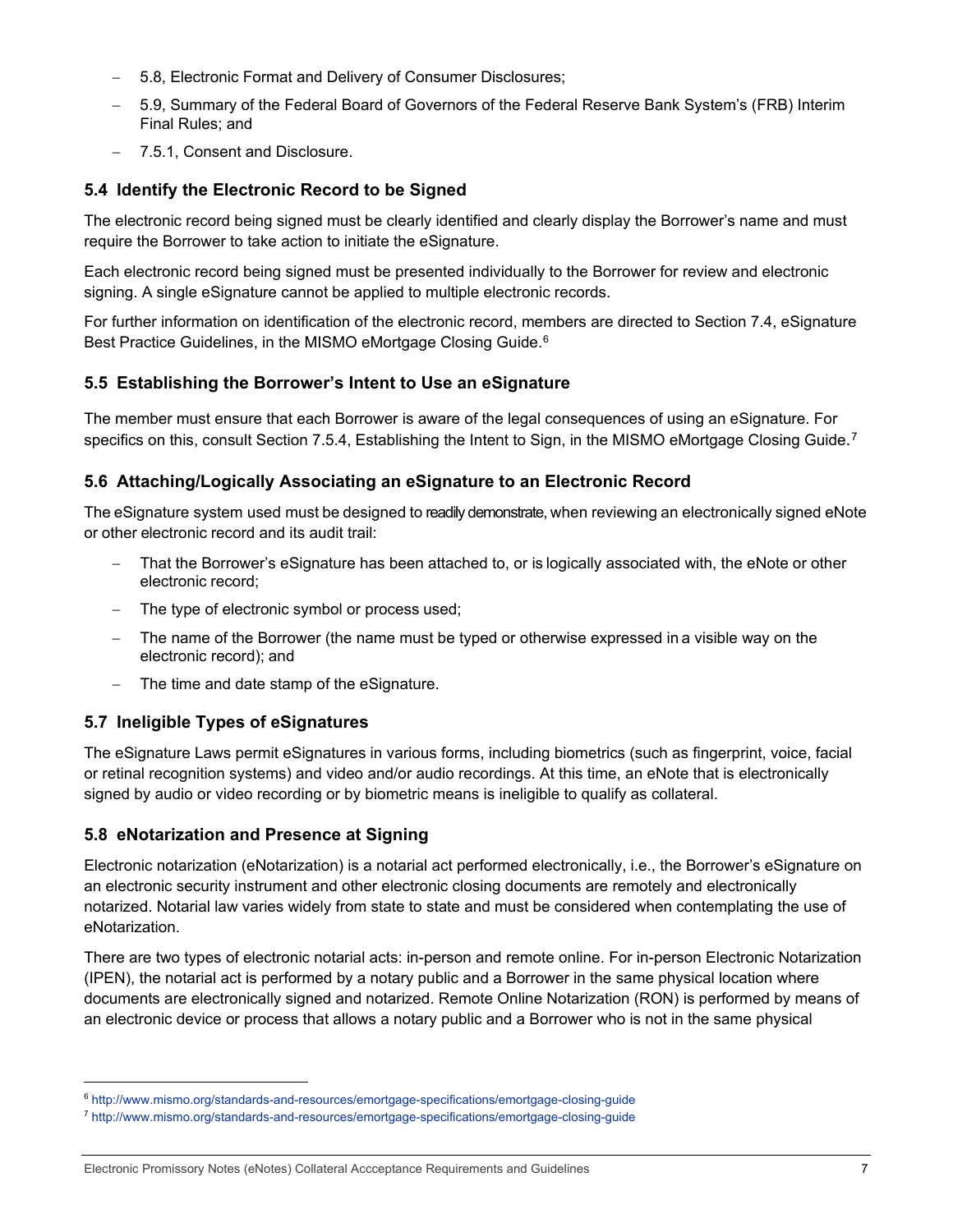- 5.8, Electronic Format and Delivery of Consumer Disclosures;
- 5.9, Summary of the Federal Board of Governors of the Federal Reserve Bank System's (FRB) Interim Final Rules; and
- 7.5.1, Consent and Disclosure.

## 5.4 Identify the Electronic Record to be Signed

The electronic record being signed must be clearly identified and clearly display the Borrower's name and must require the Borrower to take action to initiate the eSignature.

Each electronic record being signed must be presented individually to the Borrower for review and electronic signing. A single eSignature cannot be applied to multiple electronic records.

For further information on identification of the electronic record, members are directed to Section 7.4, eSignature Best Practice Guidelines, in the MISMO eMortgage Closing Guide.[6]

## 5.5 Establishing the Borrower's Intent to Use an eSignature

The member must ensure that each Borrower is aware of the legal consequences of using an eSignature. For specifics on this, consult Section 7.5.4, Establishing the Intent to Sign, in the MISMO eMortgage Closing Guide.[7]

## 5.6 Attaching/Logically Associating an eSignature to an Electronic Record

The eSignature system used must be designed to readily demonstrate, when reviewing an electronically signed eNote or other electronic record and its audit trail:

- That the Borrower's eSignature has been attached to, or is logically associated with, the eNote or other electronic record;
- The type of electronic symbol or process used;
- The name of the Borrower (the name must be typed or otherwise expressed in a visible way on the electronic record); and
- The time and date stamp of the eSignature.

## 5.7 Ineligible Types of eSignatures

The eSignature Laws permit eSignatures in various forms, including biometrics (such as fingerprint, voice, facial or retinal recognition systems) and video and/or audio recordings. At this time, an eNote that is electronically signed by audio or video recording or by biometric means is ineligible to qualify as collateral.

## 5.8 eNotarization and Presence at Signing

Electronic notarization (eNotarization) is a notarial act performed electronically, i.e., the Borrower's eSignature on an electronic security instrument and other electronic closing documents are remotely and electronically notarized. Notarial law varies widely from state to state and must be considered when contemplating the use of eNotarization.

There are two types of electronic notarial acts: in-person and remote online. For in-person Electronic Notarization (IPEN), the notarial act is performed by a notary public and a Borrower in the same physical location where documents are electronically signed and notarized. Remote Online Notarization (RON) is performed by means of an electronic device or process that allows a notary public and a Borrower who is not in the same physical

---

[6] http://www.mismo.org/standards-and-resources/emortgage-specifications/emortgage-closing-guide

[7] http://www.mismo.org/standards-and-resources/emortgage-specifications/emortgage-closing-guide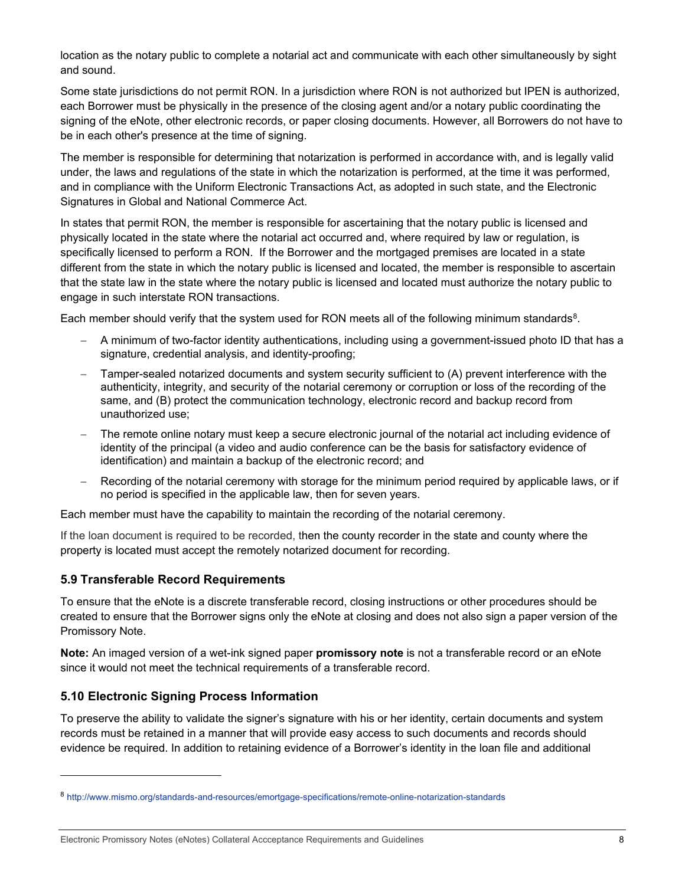location as the notary public to complete a notarial act and communicate with each other simultaneously by sight and sound.

Some state jurisdictions do not permit RON. In a jurisdiction where RON is not authorized but IPEN is authorized, each Borrower must be physically in the presence of the closing agent and/or a notary public coordinating the signing of the eNote, other electronic records, or paper closing documents. However, all Borrowers do not have to be in each other's presence at the time of signing.

The member is responsible for determining that notarization is performed in accordance with, and is legally valid under, the laws and regulations of the state in which the notarization is performed, at the time it was performed, and in compliance with the Uniform Electronic Transactions Act, as adopted in such state, and the Electronic Signatures in Global and National Commerce Act.

In states that permit RON, the member is responsible for ascertaining that the notary public is licensed and physically located in the state where the notarial act occurred and, where required by law or regulation, is specifically licensed to perform a RON. If the Borrower and the mortgaged premises are located in a state different from the state in which the notary public is licensed and located, the member is responsible to ascertain that the state law in the state where the notary public is licensed and located must authorize the notary public to engage in such interstate RON transactions.

Each member should verify that the system used for RON meets all of the following minimum standards[8].

- A minimum of two-factor identity authentications, including using a government-issued photo ID that has a signature, credential analysis, and identity-proofing;
- Tamper-sealed notarized documents and system security sufficient to (A) prevent interference with the authenticity, integrity, and security of the notarial ceremony or corruption or loss of the recording of the same, and (B) protect the communication technology, electronic record and backup record from unauthorized use;
- The remote online notary must keep a secure electronic journal of the notarial act including evidence of identity of the principal (a video and audio conference can be the basis for satisfactory evidence of identification) and maintain a backup of the electronic record; and
- Recording of the notarial ceremony with storage for the minimum period required by applicable laws, or if no period is specified in the applicable law, then for seven years.

Each member must have the capability to maintain the recording of the notarial ceremony.

If the loan document is required to be recorded, then the county recorder in the state and county where the property is located must accept the remotely notarized document for recording.

## 5.9 Transferable Record Requirements

To ensure that the eNote is a discrete transferable record, closing instructions or other procedures should be created to ensure that the Borrower signs only the eNote at closing and does not also sign a paper version of the Promissory Note.

**Note:** An imaged version of a wet-ink signed paper **promissory note** is not a transferable record or an eNote since it would not meet the technical requirements of a transferable record.

## 5.10 Electronic Signing Process Information

To preserve the ability to validate the signer's signature with his or her identity, certain documents and system records must be retained in a manner that will provide easy access to such documents and records should evidence be required. In addition to retaining evidence of a Borrower's identity in the loan file and additional

[8] http://www.mismo.org/standards-and-resources/emortgage-specifications/remote-online-notarization-standards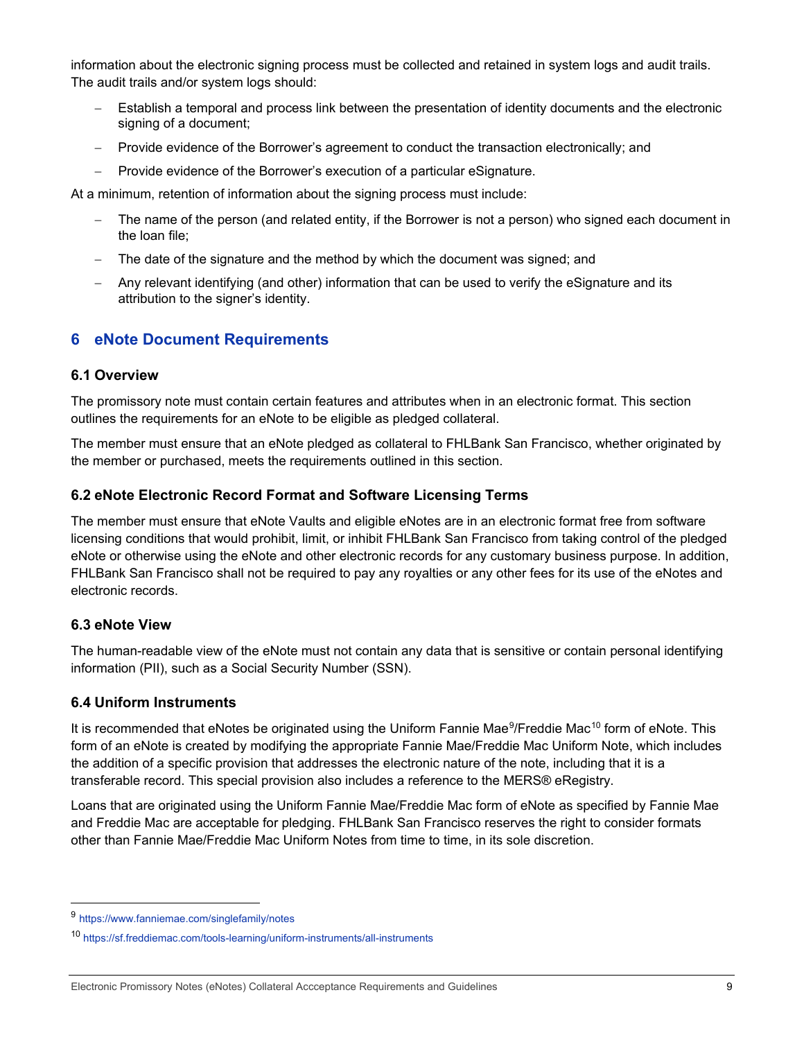information about the electronic signing process must be collected and retained in system logs and audit trails. The audit trails and/or system logs should:

- Establish a temporal and process link between the presentation of identity documents and the electronic signing of a document;
- Provide evidence of the Borrower's agreement to conduct the transaction electronically; and
- Provide evidence of the Borrower's execution of a particular eSignature.

At a minimum, retention of information about the signing process must include:

- The name of the person (and related entity, if the Borrower is not a person) who signed each document in the loan file;
- The date of the signature and the method by which the document was signed; and
- Any relevant identifying (and other) information that can be used to verify the eSignature and its attribution to the signer's identity.

## 6 eNote Document Requirements

### 6.1 Overview

The promissory note must contain certain features and attributes when in an electronic format. This section outlines the requirements for an eNote to be eligible as pledged collateral.

The member must ensure that an eNote pledged as collateral to FHLBank San Francisco, whether originated by the member or purchased, meets the requirements outlined in this section.

### 6.2 eNote Electronic Record Format and Software Licensing Terms

The member must ensure that eNote Vaults and eligible eNotes are in an electronic format free from software licensing conditions that would prohibit, limit, or inhibit FHLBank San Francisco from taking control of the pledged eNote or otherwise using the eNote and other electronic records for any customary business purpose. In addition, FHLBank San Francisco shall not be required to pay any royalties or any other fees for its use of the eNotes and electronic records.

### 6.3 eNote View

The human-readable view of the eNote must not contain any data that is sensitive or contain personal identifying information (PII), such as a Social Security Number (SSN).

### 6.4 Uniform Instruments

It is recommended that eNotes be originated using the Uniform Fannie Mae[9]/Freddie Mac[10] form of eNote. This form of an eNote is created by modifying the appropriate Fannie Mae/Freddie Mac Uniform Note, which includes the addition of a specific provision that addresses the electronic nature of the note, including that it is a transferable record. This special provision also includes a reference to the MERS® eRegistry.

Loans that are originated using the Uniform Fannie Mae/Freddie Mac form of eNote as specified by Fannie Mae and Freddie Mac are acceptable for pledging. FHLBank San Francisco reserves the right to consider formats other than Fannie Mae/Freddie Mac Uniform Notes from time to time, in its sole discretion.

[9] https://www.fanniemae.com/singlefamily/notes

[10] https://sf.freddiemac.com/tools-learning/uniform-instruments/all-instruments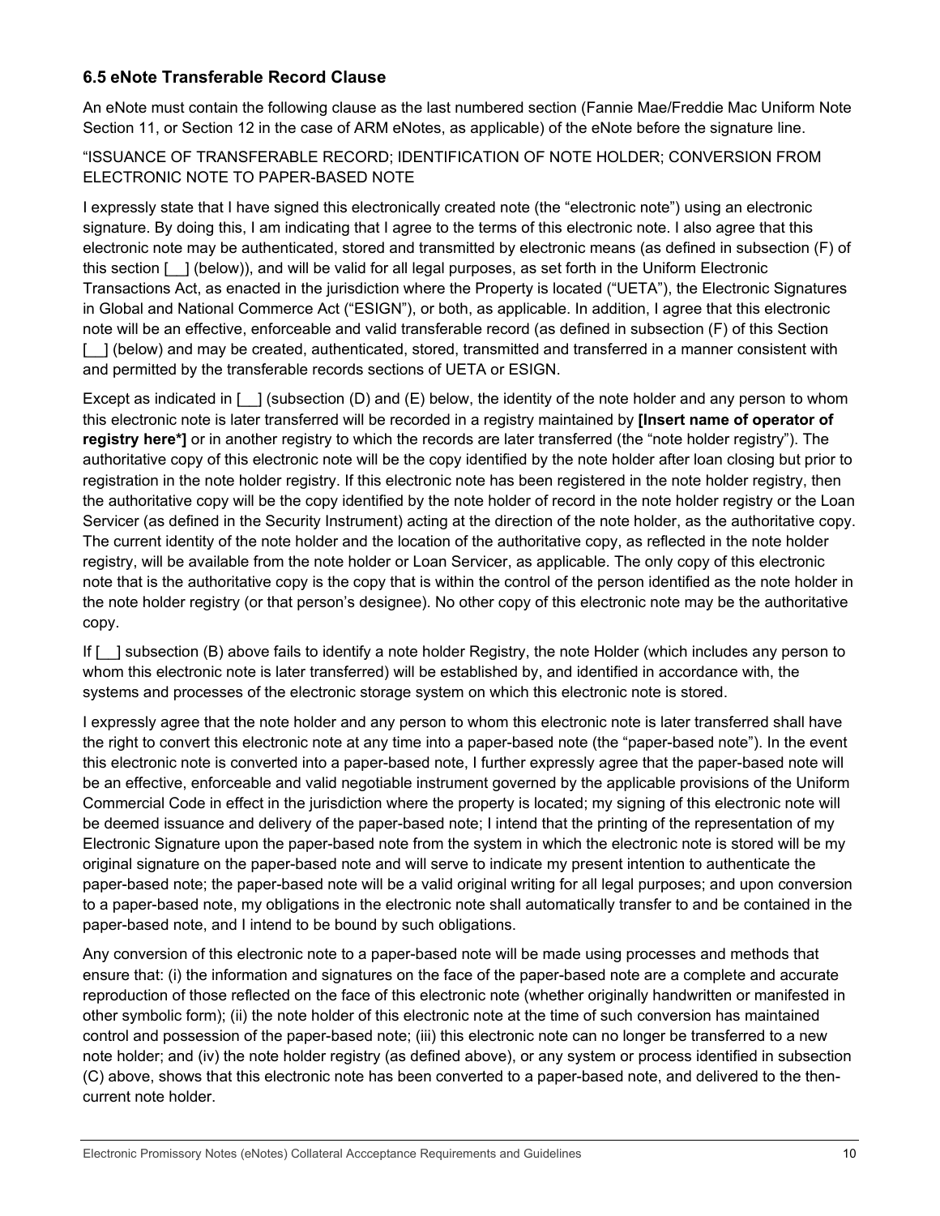### 6.5 eNote Transferable Record Clause

An eNote must contain the following clause as the last numbered section (Fannie Mae/Freddie Mac Uniform Note Section 11, or Section 12 in the case of ARM eNotes, as applicable) of the eNote before the signature line.

"ISSUANCE OF TRANSFERABLE RECORD; IDENTIFICATION OF NOTE HOLDER; CONVERSION FROM ELECTRONIC NOTE TO PAPER-BASED NOTE

I expressly state that I have signed this electronically created note (the "electronic note") using an electronic signature. By doing this, I am indicating that I agree to the terms of this electronic note. I also agree that this electronic note may be authenticated, stored and transmitted by electronic means (as defined in subsection (F) of this section [__] (below)), and will be valid for all legal purposes, as set forth in the Uniform Electronic Transactions Act, as enacted in the jurisdiction where the Property is located ("UETA"), the Electronic Signatures in Global and National Commerce Act ("ESIGN"), or both, as applicable. In addition, I agree that this electronic note will be an effective, enforceable and valid transferable record (as defined in subsection (F) of this Section [__] (below) and may be created, authenticated, stored, transmitted and transferred in a manner consistent with and permitted by the transferable records sections of UETA or ESIGN.

Except as indicated in [__] (subsection (D) and (E) below, the identity of the note holder and any person to whom this electronic note is later transferred will be recorded in a registry maintained by **[Insert name of operator of registry here*]** or in another registry to which the records are later transferred (the "note holder registry"). The authoritative copy of this electronic note will be the copy identified by the note holder after loan closing but prior to registration in the note holder registry. If this electronic note has been registered in the note holder registry, then the authoritative copy will be the copy identified by the note holder of record in the note holder registry or the Loan Servicer (as defined in the Security Instrument) acting at the direction of the note holder, as the authoritative copy. The current identity of the note holder and the location of the authoritative copy, as reflected in the note holder registry, will be available from the note holder or Loan Servicer, as applicable. The only copy of this electronic note that is the authoritative copy is the copy that is within the control of the person identified as the note holder in the note holder registry (or that person's designee). No other copy of this electronic note may be the authoritative copy.

If [__] subsection (B) above fails to identify a note holder Registry, the note Holder (which includes any person to whom this electronic note is later transferred) will be established by, and identified in accordance with, the systems and processes of the electronic storage system on which this electronic note is stored.

I expressly agree that the note holder and any person to whom this electronic note is later transferred shall have the right to convert this electronic note at any time into a paper-based note (the "paper-based note"). In the event this electronic note is converted into a paper-based note, I further expressly agree that the paper-based note will be an effective, enforceable and valid negotiable instrument governed by the applicable provisions of the Uniform Commercial Code in effect in the jurisdiction where the property is located; my signing of this electronic note will be deemed issuance and delivery of the paper-based note; I intend that the printing of the representation of my Electronic Signature upon the paper-based note from the system in which the electronic note is stored will be my original signature on the paper-based note and will serve to indicate my present intention to authenticate the paper-based note; the paper-based note will be a valid original writing for all legal purposes; and upon conversion to a paper-based note, my obligations in the electronic note shall automatically transfer to and be contained in the paper-based note, and I intend to be bound by such obligations.

Any conversion of this electronic note to a paper-based note will be made using processes and methods that ensure that: (i) the information and signatures on the face of the paper-based note are a complete and accurate reproduction of those reflected on the face of this electronic note (whether originally handwritten or manifested in other symbolic form); (ii) the note holder of this electronic note at the time of such conversion has maintained control and possession of the paper-based note; (iii) this electronic note can no longer be transferred to a new note holder; and (iv) the note holder registry (as defined above), or any system or process identified in subsection (C) above, shows that this electronic note has been converted to a paper-based note, and delivered to the then-current note holder.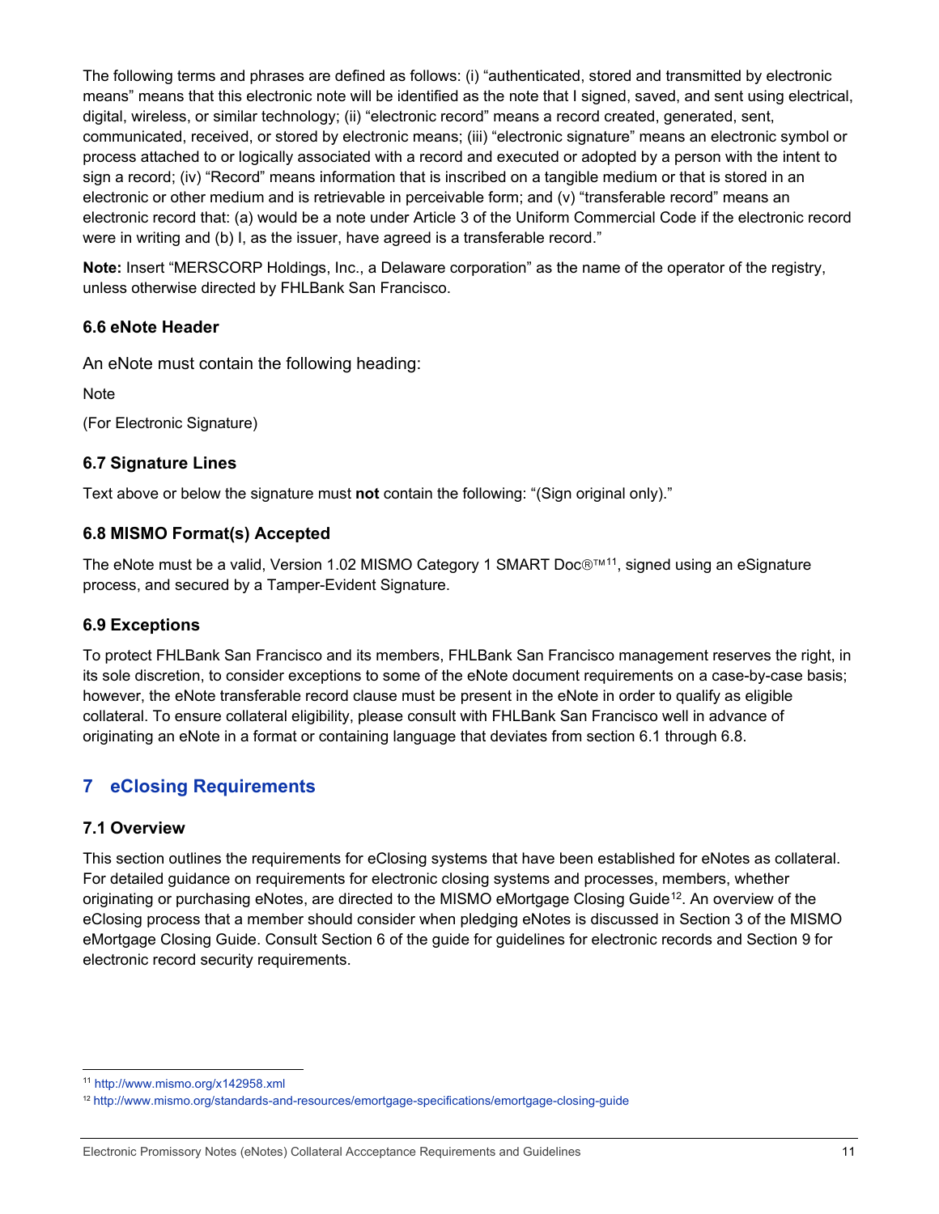The following terms and phrases are defined as follows: (i) "authenticated, stored and transmitted by electronic means" means that this electronic note will be identified as the note that I signed, saved, and sent using electrical, digital, wireless, or similar technology; (ii) "electronic record" means a record created, generated, sent, communicated, received, or stored by electronic means; (iii) "electronic signature" means an electronic symbol or process attached to or logically associated with a record and executed or adopted by a person with the intent to sign a record; (iv) "Record" means information that is inscribed on a tangible medium or that is stored in an electronic or other medium and is retrievable in perceivable form; and (v) "transferable record" means an electronic record that: (a) would be a note under Article 3 of the Uniform Commercial Code if the electronic record were in writing and (b) I, as the issuer, have agreed is a transferable record."

**Note:** Insert "MERSCORP Holdings, Inc., a Delaware corporation" as the name of the operator of the registry, unless otherwise directed by FHLBank San Francisco.

### 6.6 eNote Header

An eNote must contain the following heading:

Note

(For Electronic Signature)

### 6.7 Signature Lines

Text above or below the signature must **not** contain the following: "(Sign original only)."

### 6.8 MISMO Format(s) Accepted

The eNote must be a valid, Version 1.02 MISMO Category 1 SMART Doc®™[11], signed using an eSignature process, and secured by a Tamper-Evident Signature.

### 6.9 Exceptions

To protect FHLBank San Francisco and its members, FHLBank San Francisco management reserves the right, in its sole discretion, to consider exceptions to some of the eNote document requirements on a case-by-case basis; however, the eNote transferable record clause must be present in the eNote in order to qualify as eligible collateral. To ensure collateral eligibility, please consult with FHLBank San Francisco well in advance of originating an eNote in a format or containing language that deviates from section 6.1 through 6.8.

## 7 eClosing Requirements

### 7.1 Overview

This section outlines the requirements for eClosing systems that have been established for eNotes as collateral. For detailed guidance on requirements for electronic closing systems and processes, members, whether originating or purchasing eNotes, are directed to the MISMO eMortgage Closing Guide[12]. An overview of the eClosing process that a member should consider when pledging eNotes is discussed in Section 3 of the MISMO eMortgage Closing Guide. Consult Section 6 of the guide for guidelines for electronic records and Section 9 for electronic record security requirements.

[11] http://www.mismo.org/x142958.xml

[12] http://www.mismo.org/standards-and-resources/emortgage-specifications/emortgage-closing-guide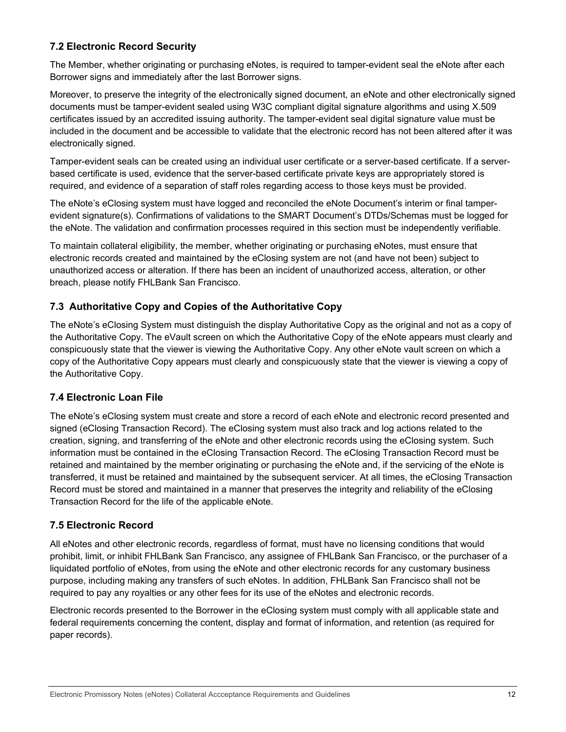### 7.2 Electronic Record Security

The Member, whether originating or purchasing eNotes, is required to tamper-evident seal the eNote after each Borrower signs and immediately after the last Borrower signs.

Moreover, to preserve the integrity of the electronically signed document, an eNote and other electronically signed documents must be tamper-evident sealed using W3C compliant digital signature algorithms and using X.509 certificates issued by an accredited issuing authority. The tamper-evident seal digital signature value must be included in the document and be accessible to validate that the electronic record has not been altered after it was electronically signed.

Tamper-evident seals can be created using an individual user certificate or a server-based certificate. If a server-based certificate is used, evidence that the server-based certificate private keys are appropriately stored is required, and evidence of a separation of staff roles regarding access to those keys must be provided.

The eNote's eClosing system must have logged and reconciled the eNote Document's interim or final tamper-evident signature(s). Confirmations of validations to the SMART Document's DTDs/Schemas must be logged for the eNote. The validation and confirmation processes required in this section must be independently verifiable.

To maintain collateral eligibility, the member, whether originating or purchasing eNotes, must ensure that electronic records created and maintained by the eClosing system are not (and have not been) subject to unauthorized access or alteration. If there has been an incident of unauthorized access, alteration, or other breach, please notify FHLBank San Francisco.

### 7.3 Authoritative Copy and Copies of the Authoritative Copy

The eNote's eClosing System must distinguish the display Authoritative Copy as the original and not as a copy of the Authoritative Copy. The eVault screen on which the Authoritative Copy of the eNote appears must clearly and conspicuously state that the viewer is viewing the Authoritative Copy. Any other eNote vault screen on which a copy of the Authoritative Copy appears must clearly and conspicuously state that the viewer is viewing a copy of the Authoritative Copy.

### 7.4 Electronic Loan File

The eNote's eClosing system must create and store a record of each eNote and electronic record presented and signed (eClosing Transaction Record). The eClosing system must also track and log actions related to the creation, signing, and transferring of the eNote and other electronic records using the eClosing system. Such information must be contained in the eClosing Transaction Record. The eClosing Transaction Record must be retained and maintained by the member originating or purchasing the eNote and, if the servicing of the eNote is transferred, it must be retained and maintained by the subsequent servicer. At all times, the eClosing Transaction Record must be stored and maintained in a manner that preserves the integrity and reliability of the eClosing Transaction Record for the life of the applicable eNote.

### 7.5 Electronic Record

All eNotes and other electronic records, regardless of format, must have no licensing conditions that would prohibit, limit, or inhibit FHLBank San Francisco, any assignee of FHLBank San Francisco, or the purchaser of a liquidated portfolio of eNotes, from using the eNote and other electronic records for any customary business purpose, including making any transfers of such eNotes. In addition, FHLBank San Francisco shall not be required to pay any royalties or any other fees for its use of the eNotes and electronic records.

Electronic records presented to the Borrower in the eClosing system must comply with all applicable state and federal requirements concerning the content, display and format of information, and retention (as required for paper records).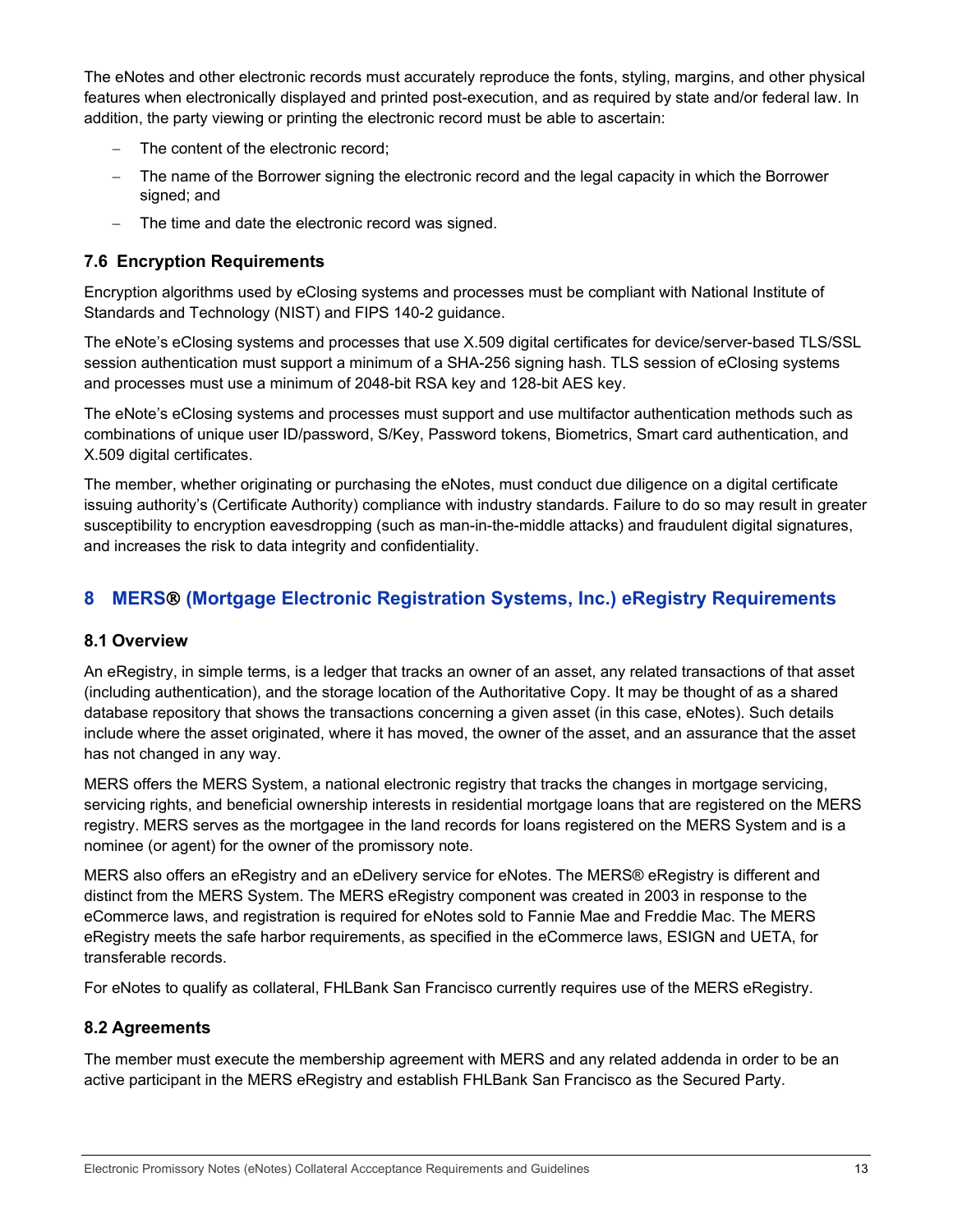The eNotes and other electronic records must accurately reproduce the fonts, styling, margins, and other physical features when electronically displayed and printed post-execution, and as required by state and/or federal law. In addition, the party viewing or printing the electronic record must be able to ascertain:

- The content of the electronic record;
- The name of the Borrower signing the electronic record and the legal capacity in which the Borrower signed; and
- The time and date the electronic record was signed.

### 7.6 Encryption Requirements

Encryption algorithms used by eClosing systems and processes must be compliant with National Institute of Standards and Technology (NIST) and FIPS 140-2 guidance.

The eNote's eClosing systems and processes that use X.509 digital certificates for device/server-based TLS/SSL session authentication must support a minimum of a SHA-256 signing hash. TLS session of eClosing systems and processes must use a minimum of 2048-bit RSA key and 128-bit AES key.

The eNote's eClosing systems and processes must support and use multifactor authentication methods such as combinations of unique user ID/password, S/Key, Password tokens, Biometrics, Smart card authentication, and X.509 digital certificates.

The member, whether originating or purchasing the eNotes, must conduct due diligence on a digital certificate issuing authority's (Certificate Authority) compliance with industry standards. Failure to do so may result in greater susceptibility to encryption eavesdropping (such as man-in-the-middle attacks) and fraudulent digital signatures, and increases the risk to data integrity and confidentiality.

## 8 MERS® (Mortgage Electronic Registration Systems, Inc.) eRegistry Requirements

### 8.1 Overview

An eRegistry, in simple terms, is a ledger that tracks an owner of an asset, any related transactions of that asset (including authentication), and the storage location of the Authoritative Copy. It may be thought of as a shared database repository that shows the transactions concerning a given asset (in this case, eNotes). Such details include where the asset originated, where it has moved, the owner of the asset, and an assurance that the asset has not changed in any way.

MERS offers the MERS System, a national electronic registry that tracks the changes in mortgage servicing, servicing rights, and beneficial ownership interests in residential mortgage loans that are registered on the MERS registry. MERS serves as the mortgagee in the land records for loans registered on the MERS System and is a nominee (or agent) for the owner of the promissory note.

MERS also offers an eRegistry and an eDelivery service for eNotes. The MERS® eRegistry is different and distinct from the MERS System. The MERS eRegistry component was created in 2003 in response to the eCommerce laws, and registration is required for eNotes sold to Fannie Mae and Freddie Mac. The MERS eRegistry meets the safe harbor requirements, as specified in the eCommerce laws, ESIGN and UETA, for transferable records.

For eNotes to qualify as collateral, FHLBank San Francisco currently requires use of the MERS eRegistry.

### 8.2 Agreements

The member must execute the membership agreement with MERS and any related addenda in order to be an active participant in the MERS eRegistry and establish FHLBank San Francisco as the Secured Party.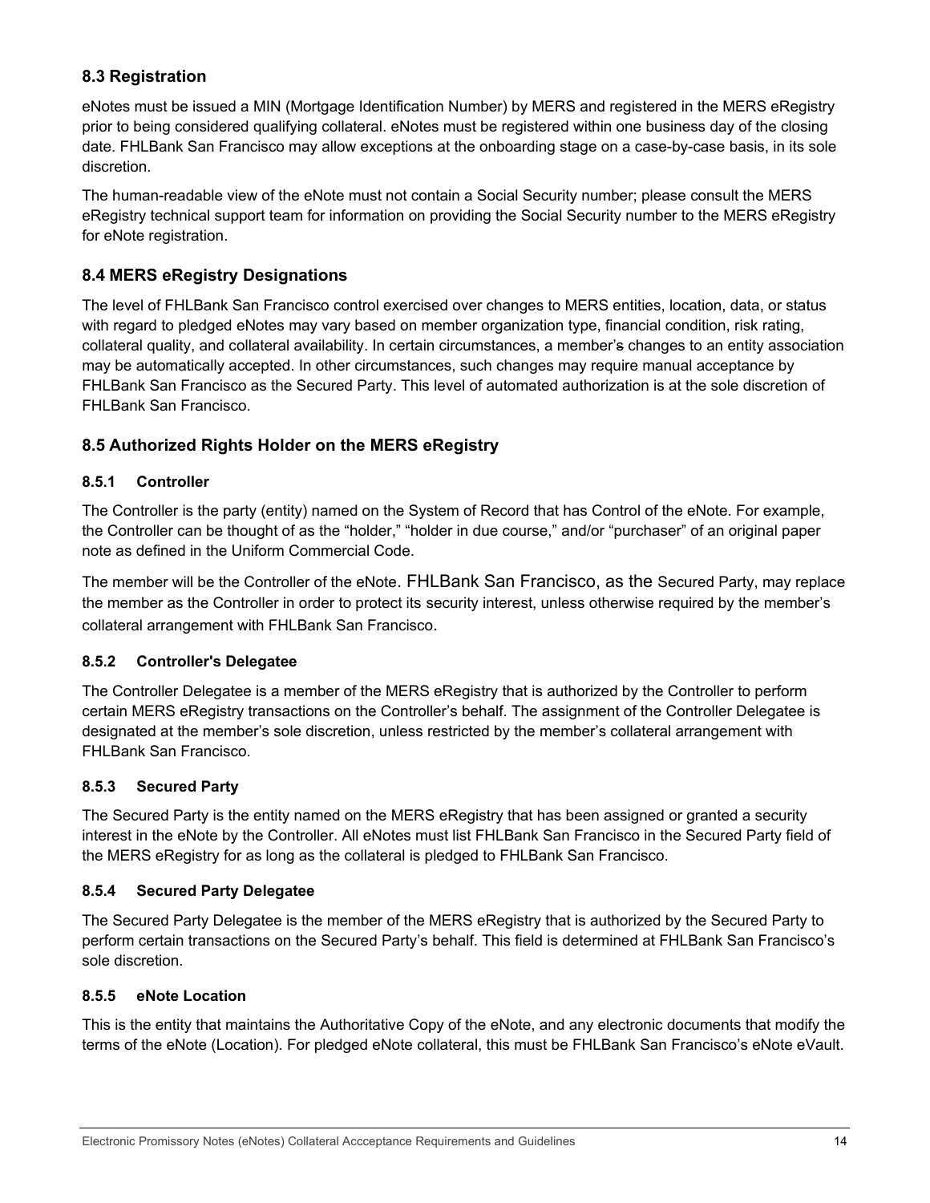## 8.3 Registration

eNotes must be issued a MIN (Mortgage Identification Number) by MERS and registered in the MERS eRegistry prior to being considered qualifying collateral. eNotes must be registered within one business day of the closing date. FHLBank San Francisco may allow exceptions at the onboarding stage on a case-by-case basis, in its sole discretion.

The human-readable view of the eNote must not contain a Social Security number; please consult the MERS eRegistry technical support team for information on providing the Social Security number to the MERS eRegistry for eNote registration.

## 8.4 MERS eRegistry Designations

The level of FHLBank San Francisco control exercised over changes to MERS entities, location, data, or status with regard to pledged eNotes may vary based on member organization type, financial condition, risk rating, collateral quality, and collateral availability. In certain circumstances, a member's changes to an entity association may be automatically accepted. In other circumstances, such changes may require manual acceptance by FHLBank San Francisco as the Secured Party. This level of automated authorization is at the sole discretion of FHLBank San Francisco.

## 8.5 Authorized Rights Holder on the MERS eRegistry

### 8.5.1 Controller

The Controller is the party (entity) named on the System of Record that has Control of the eNote. For example, the Controller can be thought of as the "holder," "holder in due course," and/or "purchaser" of an original paper note as defined in the Uniform Commercial Code.

The member will be the Controller of the eNote. FHLBank San Francisco, as the Secured Party, may replace the member as the Controller in order to protect its security interest, unless otherwise required by the member's collateral arrangement with FHLBank San Francisco.

### 8.5.2 Controller's Delegatee

The Controller Delegatee is a member of the MERS eRegistry that is authorized by the Controller to perform certain MERS eRegistry transactions on the Controller's behalf. The assignment of the Controller Delegatee is designated at the member's sole discretion, unless restricted by the member's collateral arrangement with FHLBank San Francisco.

### 8.5.3 Secured Party

The Secured Party is the entity named on the MERS eRegistry that has been assigned or granted a security interest in the eNote by the Controller. All eNotes must list FHLBank San Francisco in the Secured Party field of the MERS eRegistry for as long as the collateral is pledged to FHLBank San Francisco.

### 8.5.4 Secured Party Delegatee

The Secured Party Delegatee is the member of the MERS eRegistry that is authorized by the Secured Party to perform certain transactions on the Secured Party's behalf. This field is determined at FHLBank San Francisco's sole discretion.

### 8.5.5 eNote Location

This is the entity that maintains the Authoritative Copy of the eNote, and any electronic documents that modify the terms of the eNote (Location). For pledged eNote collateral, this must be FHLBank San Francisco's eNote eVault.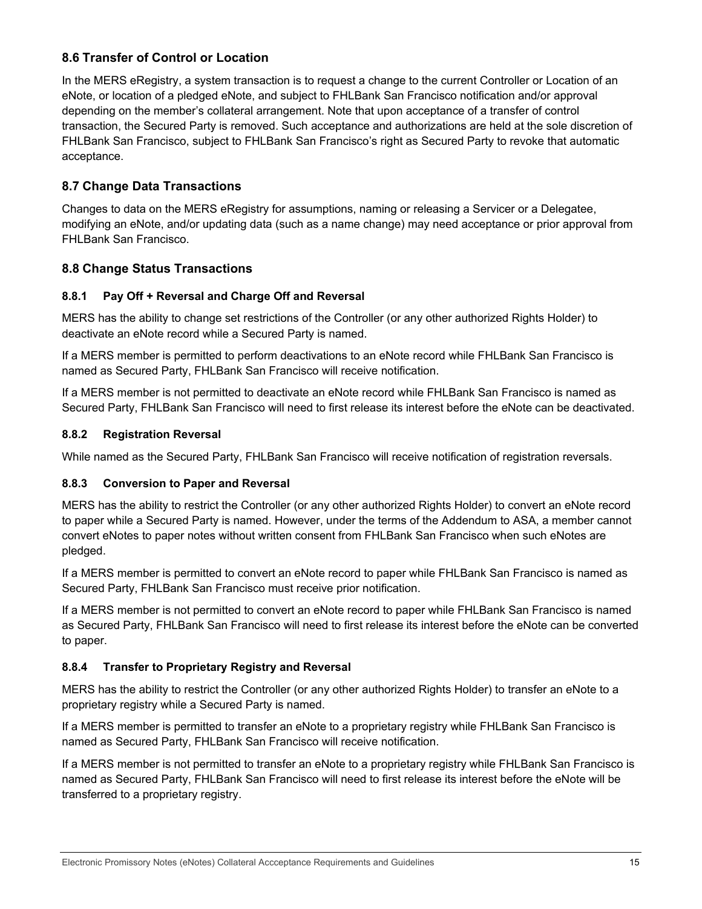## 8.6 Transfer of Control or Location

In the MERS eRegistry, a system transaction is to request a change to the current Controller or Location of an eNote, or location of a pledged eNote, and subject to FHLBank San Francisco notification and/or approval depending on the member's collateral arrangement. Note that upon acceptance of a transfer of control transaction, the Secured Party is removed. Such acceptance and authorizations are held at the sole discretion of FHLBank San Francisco, subject to FHLBank San Francisco's right as Secured Party to revoke that automatic acceptance.

## 8.7 Change Data Transactions

Changes to data on the MERS eRegistry for assumptions, naming or releasing a Servicer or a Delegatee, modifying an eNote, and/or updating data (such as a name change) may need acceptance or prior approval from FHLBank San Francisco.

## 8.8 Change Status Transactions

### 8.8.1 Pay Off + Reversal and Charge Off and Reversal

MERS has the ability to change set restrictions of the Controller (or any other authorized Rights Holder) to deactivate an eNote record while a Secured Party is named.

If a MERS member is permitted to perform deactivations to an eNote record while FHLBank San Francisco is named as Secured Party, FHLBank San Francisco will receive notification.

If a MERS member is not permitted to deactivate an eNote record while FHLBank San Francisco is named as Secured Party, FHLBank San Francisco will need to first release its interest before the eNote can be deactivated.

### 8.8.2 Registration Reversal

While named as the Secured Party, FHLBank San Francisco will receive notification of registration reversals.

### 8.8.3 Conversion to Paper and Reversal

MERS has the ability to restrict the Controller (or any other authorized Rights Holder) to convert an eNote record to paper while a Secured Party is named. However, under the terms of the Addendum to ASA, a member cannot convert eNotes to paper notes without written consent from FHLBank San Francisco when such eNotes are pledged.

If a MERS member is permitted to convert an eNote record to paper while FHLBank San Francisco is named as Secured Party, FHLBank San Francisco must receive prior notification.

If a MERS member is not permitted to convert an eNote record to paper while FHLBank San Francisco is named as Secured Party, FHLBank San Francisco will need to first release its interest before the eNote can be converted to paper.

### 8.8.4 Transfer to Proprietary Registry and Reversal

MERS has the ability to restrict the Controller (or any other authorized Rights Holder) to transfer an eNote to a proprietary registry while a Secured Party is named.

If a MERS member is permitted to transfer an eNote to a proprietary registry while FHLBank San Francisco is named as Secured Party, FHLBank San Francisco will receive notification.

If a MERS member is not permitted to transfer an eNote to a proprietary registry while FHLBank San Francisco is named as Secured Party, FHLBank San Francisco will need to first release its interest before the eNote will be transferred to a proprietary registry.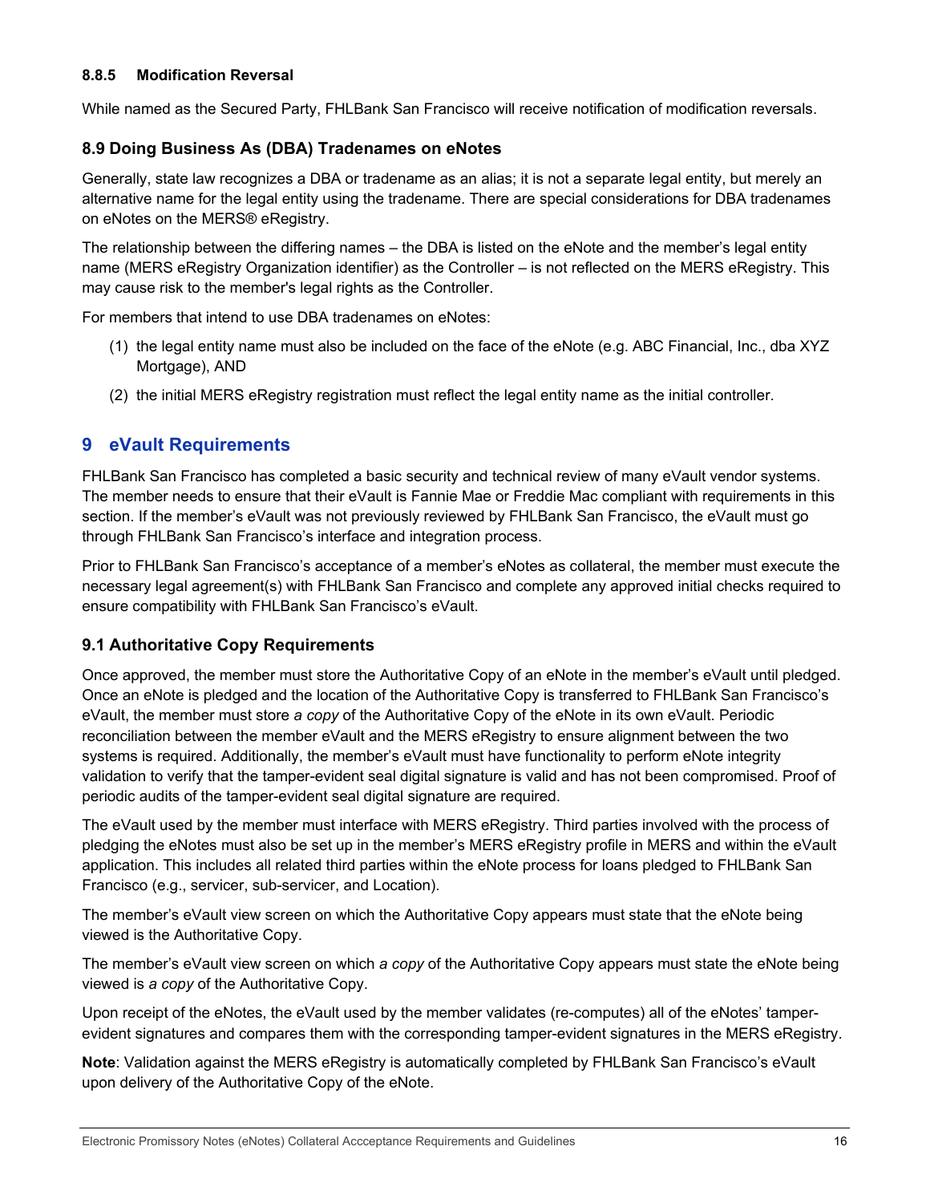#### 8.8.5 Modification Reversal

While named as the Secured Party, FHLBank San Francisco will receive notification of modification reversals.

### 8.9 Doing Business As (DBA) Tradenames on eNotes

Generally, state law recognizes a DBA or tradename as an alias; it is not a separate legal entity, but merely an alternative name for the legal entity using the tradename. There are special considerations for DBA tradenames on eNotes on the MERS® eRegistry.

The relationship between the differing names – the DBA is listed on the eNote and the member's legal entity name (MERS eRegistry Organization identifier) as the Controller – is not reflected on the MERS eRegistry. This may cause risk to the member's legal rights as the Controller.

For members that intend to use DBA tradenames on eNotes:

(1) the legal entity name must also be included on the face of the eNote (e.g. ABC Financial, Inc., dba XYZ Mortgage), AND

(2) the initial MERS eRegistry registration must reflect the legal entity name as the initial controller.

## 9 eVault Requirements

FHLBank San Francisco has completed a basic security and technical review of many eVault vendor systems. The member needs to ensure that their eVault is Fannie Mae or Freddie Mac compliant with requirements in this section. If the member's eVault was not previously reviewed by FHLBank San Francisco, the eVault must go through FHLBank San Francisco's interface and integration process.

Prior to FHLBank San Francisco's acceptance of a member's eNotes as collateral, the member must execute the necessary legal agreement(s) with FHLBank San Francisco and complete any approved initial checks required to ensure compatibility with FHLBank San Francisco's eVault.

### 9.1 Authoritative Copy Requirements

Once approved, the member must store the Authoritative Copy of an eNote in the member's eVault until pledged. Once an eNote is pledged and the location of the Authoritative Copy is transferred to FHLBank San Francisco's eVault, the member must store *a copy* of the Authoritative Copy of the eNote in its own eVault. Periodic reconciliation between the member eVault and the MERS eRegistry to ensure alignment between the two systems is required. Additionally, the member's eVault must have functionality to perform eNote integrity validation to verify that the tamper-evident seal digital signature is valid and has not been compromised. Proof of periodic audits of the tamper-evident seal digital signature are required.

The eVault used by the member must interface with MERS eRegistry. Third parties involved with the process of pledging the eNotes must also be set up in the member's MERS eRegistry profile in MERS and within the eVault application. This includes all related third parties within the eNote process for loans pledged to FHLBank San Francisco (e.g., servicer, sub-servicer, and Location).

The member's eVault view screen on which the Authoritative Copy appears must state that the eNote being viewed is the Authoritative Copy.

The member's eVault view screen on which *a copy* of the Authoritative Copy appears must state the eNote being viewed is *a copy* of the Authoritative Copy.

Upon receipt of the eNotes, the eVault used by the member validates (re-computes) all of the eNotes' tamper-evident signatures and compares them with the corresponding tamper-evident signatures in the MERS eRegistry.

**Note**: Validation against the MERS eRegistry is automatically completed by FHLBank San Francisco's eVault upon delivery of the Authoritative Copy of the eNote.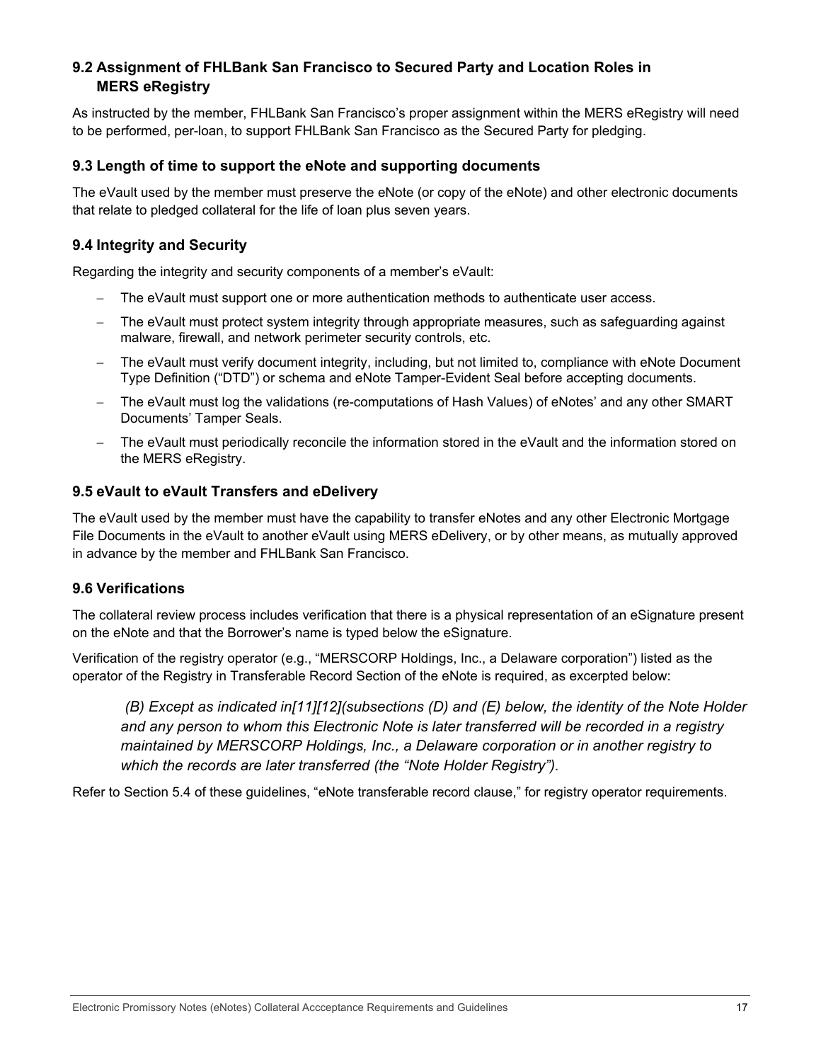### 9.2 Assignment of FHLBank San Francisco to Secured Party and Location Roles in MERS eRegistry

As instructed by the member, FHLBank San Francisco's proper assignment within the MERS eRegistry will need to be performed, per-loan, to support FHLBank San Francisco as the Secured Party for pledging.

### 9.3 Length of time to support the eNote and supporting documents

The eVault used by the member must preserve the eNote (or copy of the eNote) and other electronic documents that relate to pledged collateral for the life of loan plus seven years.

### 9.4 Integrity and Security

Regarding the integrity and security components of a member's eVault:

- The eVault must support one or more authentication methods to authenticate user access.
- The eVault must protect system integrity through appropriate measures, such as safeguarding against malware, firewall, and network perimeter security controls, etc.
- The eVault must verify document integrity, including, but not limited to, compliance with eNote Document Type Definition ("DTD") or schema and eNote Tamper-Evident Seal before accepting documents.
- The eVault must log the validations (re-computations of Hash Values) of eNotes' and any other SMART Documents' Tamper Seals.
- The eVault must periodically reconcile the information stored in the eVault and the information stored on the MERS eRegistry.

### 9.5 eVault to eVault Transfers and eDelivery

The eVault used by the member must have the capability to transfer eNotes and any other Electronic Mortgage File Documents in the eVault to another eVault using MERS eDelivery, or by other means, as mutually approved in advance by the member and FHLBank San Francisco.

### 9.6 Verifications

The collateral review process includes verification that there is a physical representation of an eSignature present on the eNote and that the Borrower's name is typed below the eSignature.

Verification of the registry operator (e.g., "MERSCORP Holdings, Inc., a Delaware corporation") listed as the operator of the Registry in Transferable Record Section of the eNote is required, as excerpted below:

> *(B) Except as indicated in[11][12](subsections (D) and (E) below, the identity of the Note Holder and any person to whom this Electronic Note is later transferred will be recorded in a registry maintained by MERSCORP Holdings, Inc., a Delaware corporation or in another registry to which the records are later transferred (the "Note Holder Registry").*

Refer to Section 5.4 of these guidelines, "eNote transferable record clause," for registry operator requirements.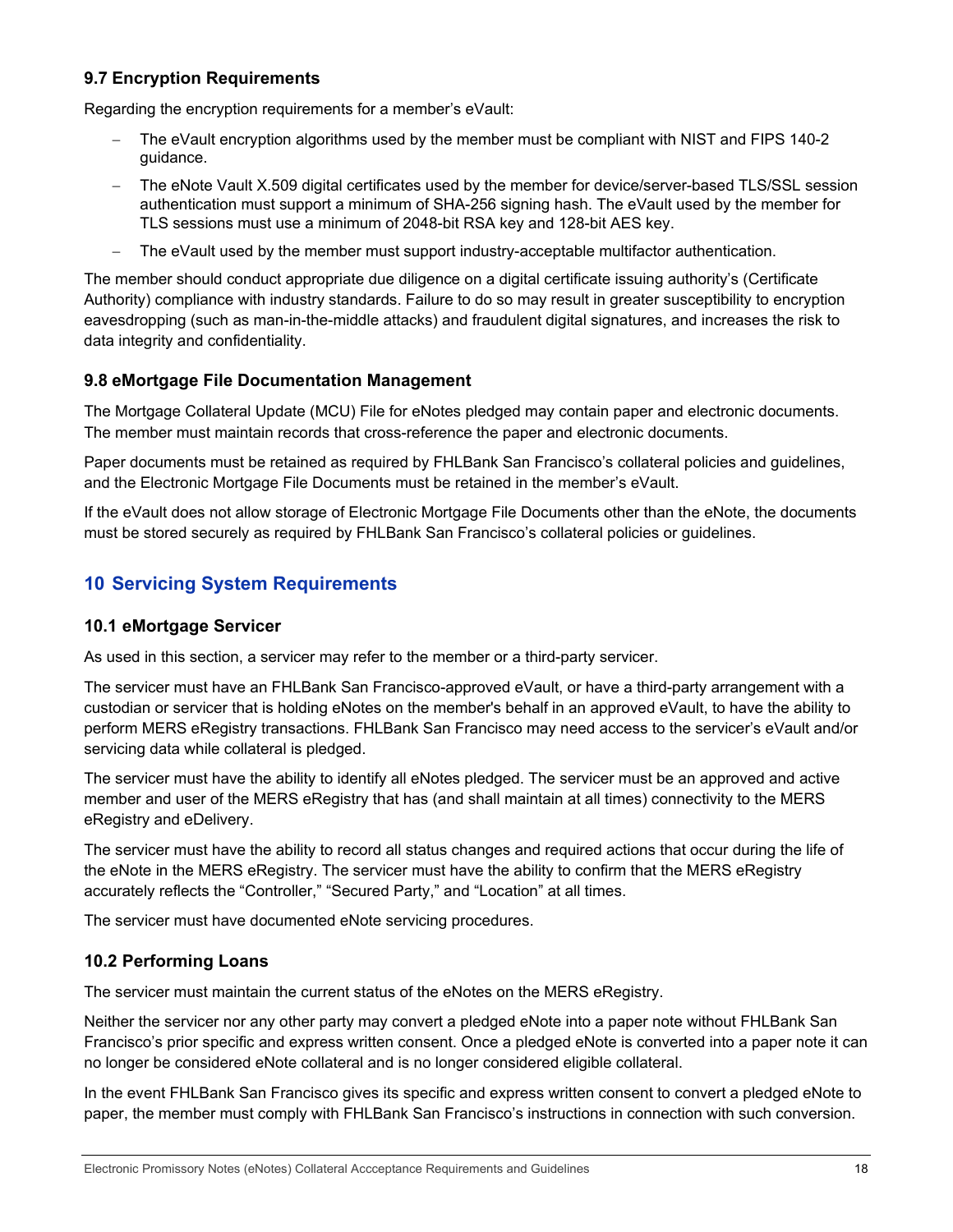### 9.7 Encryption Requirements

Regarding the encryption requirements for a member's eVault:

- The eVault encryption algorithms used by the member must be compliant with NIST and FIPS 140-2 guidance.
- The eNote Vault X.509 digital certificates used by the member for device/server-based TLS/SSL session authentication must support a minimum of SHA-256 signing hash. The eVault used by the member for TLS sessions must use a minimum of 2048-bit RSA key and 128-bit AES key.
- The eVault used by the member must support industry-acceptable multifactor authentication.

The member should conduct appropriate due diligence on a digital certificate issuing authority's (Certificate Authority) compliance with industry standards. Failure to do so may result in greater susceptibility to encryption eavesdropping (such as man-in-the-middle attacks) and fraudulent digital signatures, and increases the risk to data integrity and confidentiality.

### 9.8 eMortgage File Documentation Management

The Mortgage Collateral Update (MCU) File for eNotes pledged may contain paper and electronic documents. The member must maintain records that cross-reference the paper and electronic documents.

Paper documents must be retained as required by FHLBank San Francisco's collateral policies and guidelines, and the Electronic Mortgage File Documents must be retained in the member's eVault.

If the eVault does not allow storage of Electronic Mortgage File Documents other than the eNote, the documents must be stored securely as required by FHLBank San Francisco's collateral policies or guidelines.

## 10 Servicing System Requirements

### 10.1 eMortgage Servicer

As used in this section, a servicer may refer to the member or a third-party servicer.

The servicer must have an FHLBank San Francisco-approved eVault, or have a third-party arrangement with a custodian or servicer that is holding eNotes on the member's behalf in an approved eVault, to have the ability to perform MERS eRegistry transactions. FHLBank San Francisco may need access to the servicer's eVault and/or servicing data while collateral is pledged.

The servicer must have the ability to identify all eNotes pledged. The servicer must be an approved and active member and user of the MERS eRegistry that has (and shall maintain at all times) connectivity to the MERS eRegistry and eDelivery.

The servicer must have the ability to record all status changes and required actions that occur during the life of the eNote in the MERS eRegistry. The servicer must have the ability to confirm that the MERS eRegistry accurately reflects the "Controller," "Secured Party," and "Location" at all times.

The servicer must have documented eNote servicing procedures.

### 10.2 Performing Loans

The servicer must maintain the current status of the eNotes on the MERS eRegistry.

Neither the servicer nor any other party may convert a pledged eNote into a paper note without FHLBank San Francisco's prior specific and express written consent. Once a pledged eNote is converted into a paper note it can no longer be considered eNote collateral and is no longer considered eligible collateral.

In the event FHLBank San Francisco gives its specific and express written consent to convert a pledged eNote to paper, the member must comply with FHLBank San Francisco's instructions in connection with such conversion.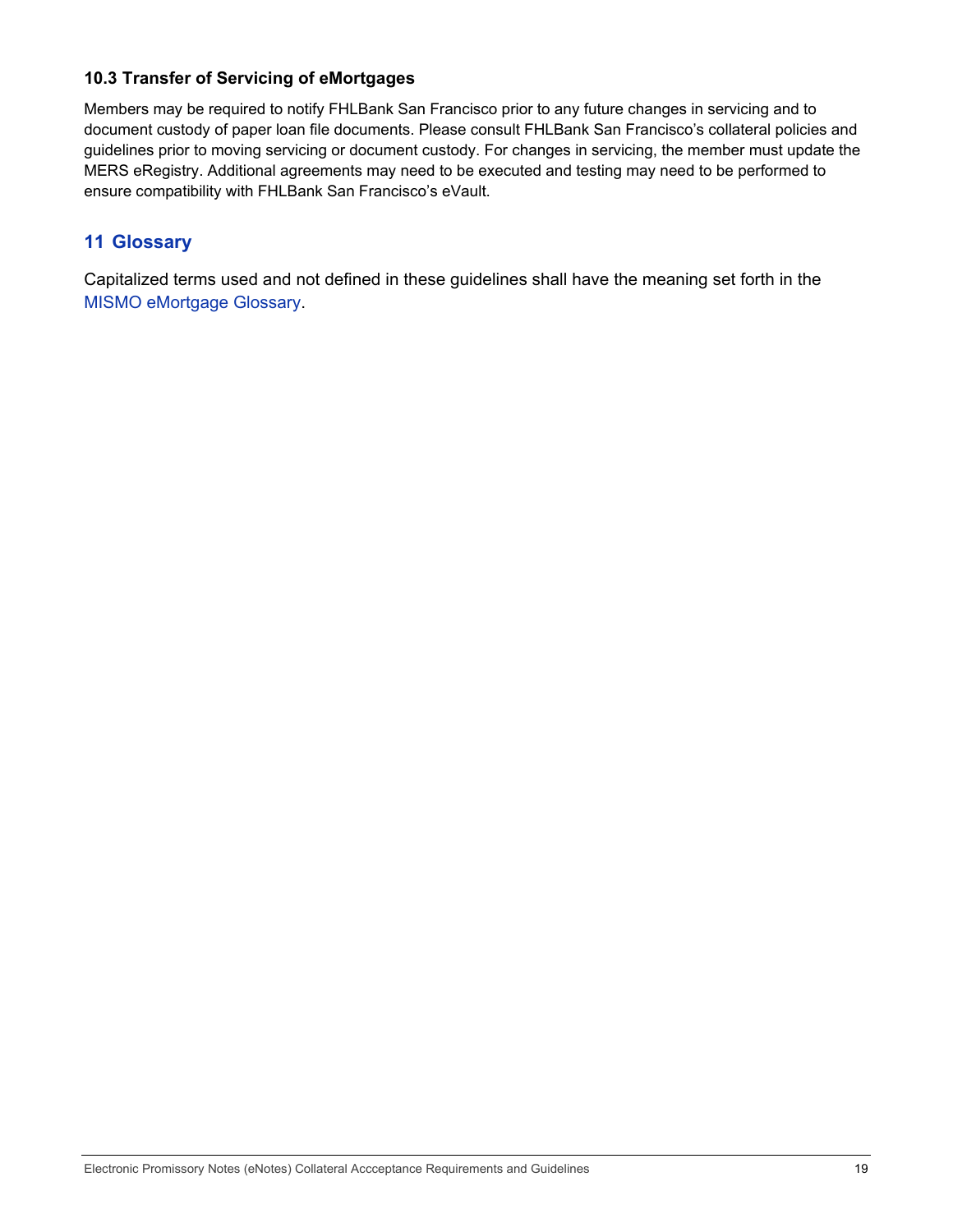### 10.3 Transfer of Servicing of eMortgages

Members may be required to notify FHLBank San Francisco prior to any future changes in servicing and to document custody of paper loan file documents. Please consult FHLBank San Francisco's collateral policies and guidelines prior to moving servicing or document custody. For changes in servicing, the member must update the MERS eRegistry. Additional agreements may need to be executed and testing may need to be performed to ensure compatibility with FHLBank San Francisco's eVault.

## 11 Glossary

Capitalized terms used and not defined in these guidelines shall have the meaning set forth in the MISMO eMortgage Glossary.